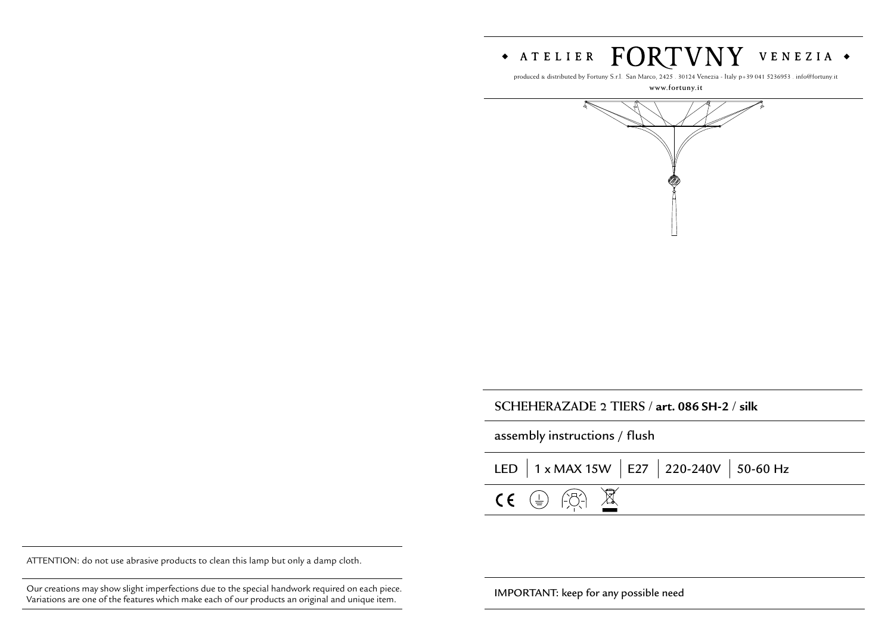◆ ATELIER FORTVNY VENEZIA ◆

produced & distributed by Fortuny S.r.l. San Marco, 2425 . 30124 Venezia - Italy p+39 041 5236953 . info@fortuny.it

www.fortuny.it

## SCHEHERAZADE 2 TIERS / **art. 086 SH-2** / **silk**

assembly instructions / flush

LED | 1 x MAX 15W | E27 | 220-240V | 50-60 Hz

ATTENTION: do not use abrasive products to clean this lamp but only a damp cloth.

Our creations may show slight imperfections due to the special handwork required on each piece. Variations are one of the features which make each of our products an original and unique item.

IMPORTANT: keep for any possible need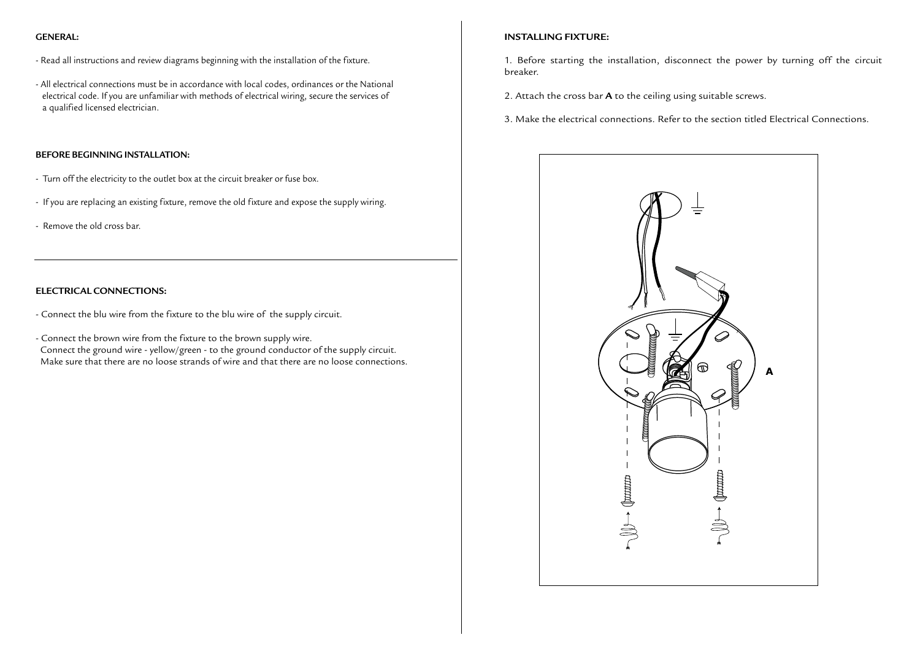## GENERAL:

- Read all instructions and review diagrams beginning with the installation of the fixture.
- All electrical connections must be in accordance with local codes, ordinances or the National electrical code. If you are unfamiliar with methods of electrical wiring, secure the services of a qualified licensed electrician.

## BEFORE BEGINNING INSTALLATION:

- Turn off the electricity to the outlet box at the circuit breaker or fuse box.
- If you are replacing an existing fixture, remove the old fixture and expose the supply wiring.
- Remove the old cross bar.

## ELECTRICAL CONNECTIONS:

- Connect the blu wire from the fixture to the blu wire of the supply circuit.
- Connect the brown wire from the fixture to the brown supply wire.
  Connect the ground wire - yellow/green - to the ground conductor of the supply circuit.
  Make sure that there are no loose strands of wire and that there are no loose connections.

## INSTALLING FIXTURE:

1. Before starting the installation, disconnect the power by turning off the circuit breaker.
2. Attach the cross bar **A** to the ceiling using suitable screws.
3. Make the electrical connections. Refer to the section titled Electrical Connections.

A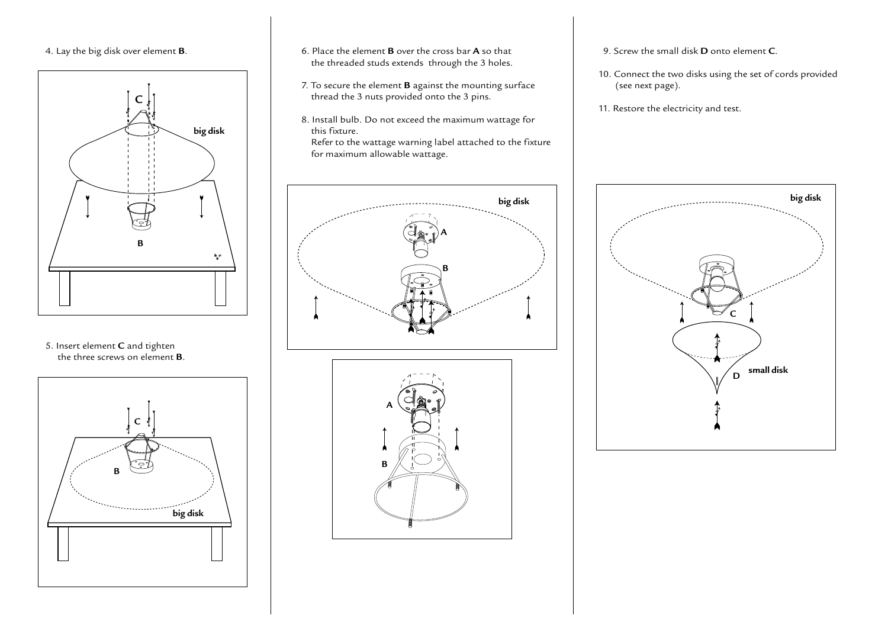4. Lay the big disk over element **B**.

5. Insert element **C** and tighten the three screws on element **B**.

6. Place the element **B** over the cross bar **A** so that the threaded studs extends through the 3 holes.

7. To secure the element **B** against the mounting surface thread the 3 nuts provided onto the 3 pins.

8. Install bulb. Do not exceed the maximum wattage for this fixture.
   Refer to the wattage warning label attached to the fixture for maximum allowable wattage.

9. Screw the small disk **D** onto element **C**.

10. Connect the two disks using the set of cords provided (see next page).

11. Restore the electricity and test.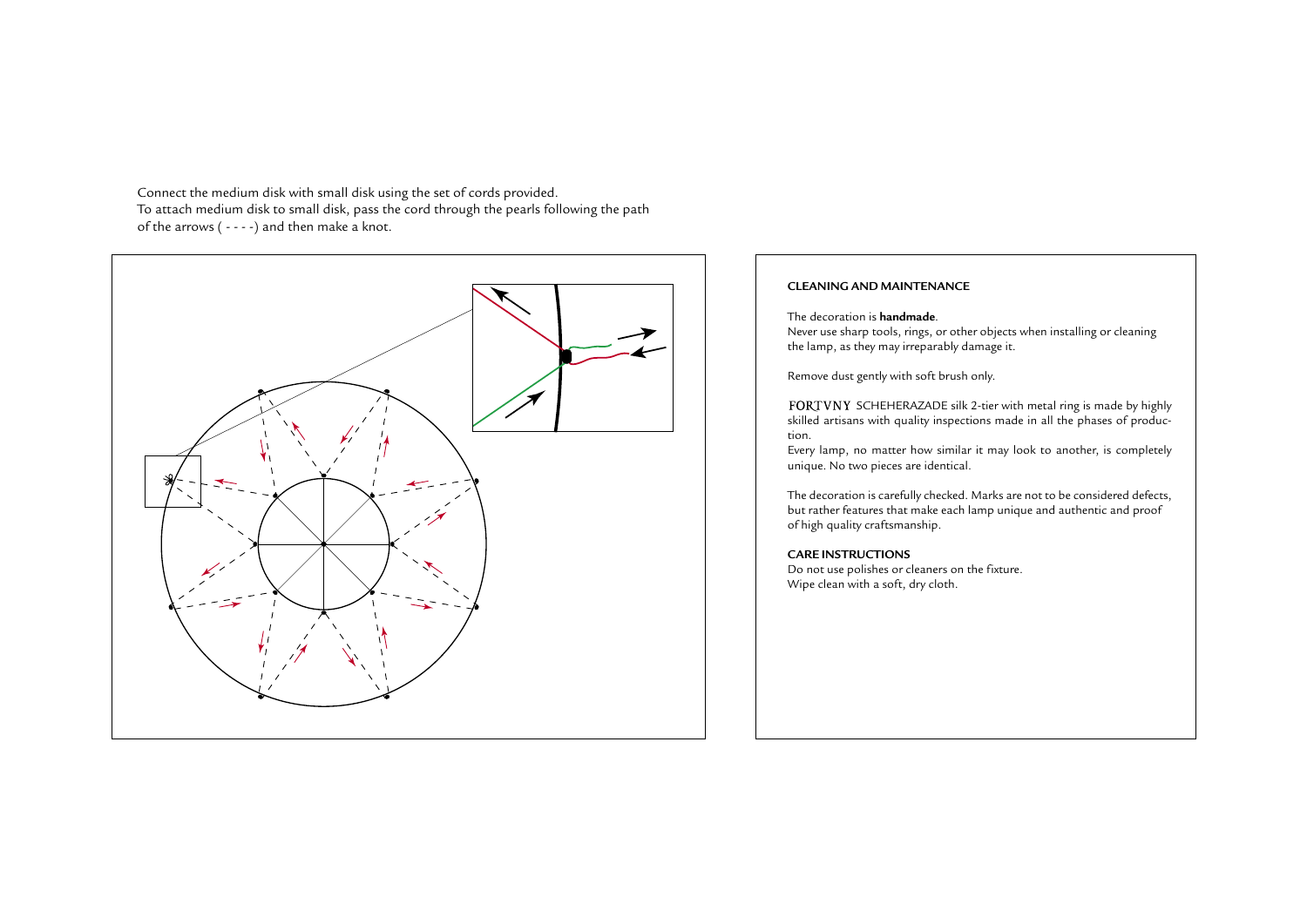Connect the medium disk with small disk using the set of cords provided.
To attach medium disk to small disk, pass the cord through the pearls following the path of the arrows ( - - - -) and then make a knot.

## CLEANING AND MAINTENANCE

The decoration is **handmade**.
Never use sharp tools, rings, or other objects when installing or cleaning the lamp, as they may irreparably damage it.

Remove dust gently with soft brush only.

FORTVNY SCHEHERAZADE silk 2-tier with metal ring is made by highly skilled artisans with quality inspections made in all the phases of production.
Every lamp, no matter how similar it may look to another, is completely unique. No two pieces are identical.

The decoration is carefully checked. Marks are not to be considered defects, but rather features that make each lamp unique and authentic and proof of high quality craftsmanship.

## CARE INSTRUCTIONS

Do not use polishes or cleaners on the fixture.
Wipe clean with a soft, dry cloth.